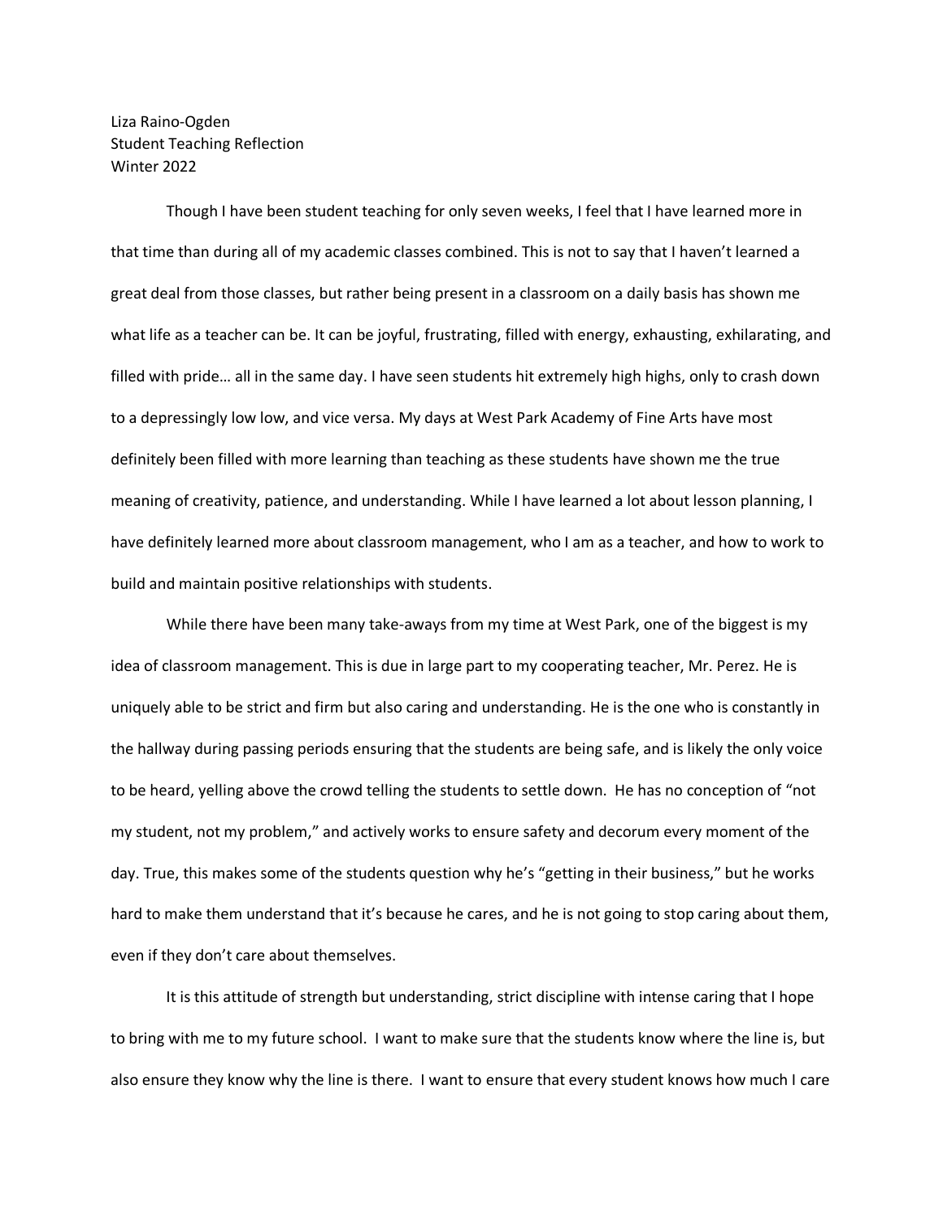Liza Raino-Ogden
Student Teaching Reflection
Winter 2022

Though I have been student teaching for only seven weeks, I feel that I have learned more in that time than during all of my academic classes combined. This is not to say that I haven't learned a great deal from those classes, but rather being present in a classroom on a daily basis has shown me what life as a teacher can be. It can be joyful, frustrating, filled with energy, exhausting, exhilarating, and filled with pride… all in the same day. I have seen students hit extremely high highs, only to crash down to a depressingly low low, and vice versa. My days at West Park Academy of Fine Arts have most definitely been filled with more learning than teaching as these students have shown me the true meaning of creativity, patience, and understanding. While I have learned a lot about lesson planning, I have definitely learned more about classroom management, who I am as a teacher, and how to work to build and maintain positive relationships with students.

While there have been many take-aways from my time at West Park, one of the biggest is my idea of classroom management. This is due in large part to my cooperating teacher, Mr. Perez. He is uniquely able to be strict and firm but also caring and understanding. He is the one who is constantly in the hallway during passing periods ensuring that the students are being safe, and is likely the only voice to be heard, yelling above the crowd telling the students to settle down. He has no conception of "not my student, not my problem," and actively works to ensure safety and decorum every moment of the day. True, this makes some of the students question why he's "getting in their business," but he works hard to make them understand that it's because he cares, and he is not going to stop caring about them, even if they don't care about themselves.

It is this attitude of strength but understanding, strict discipline with intense caring that I hope to bring with me to my future school. I want to make sure that the students know where the line is, but also ensure they know why the line is there. I want to ensure that every student knows how much I care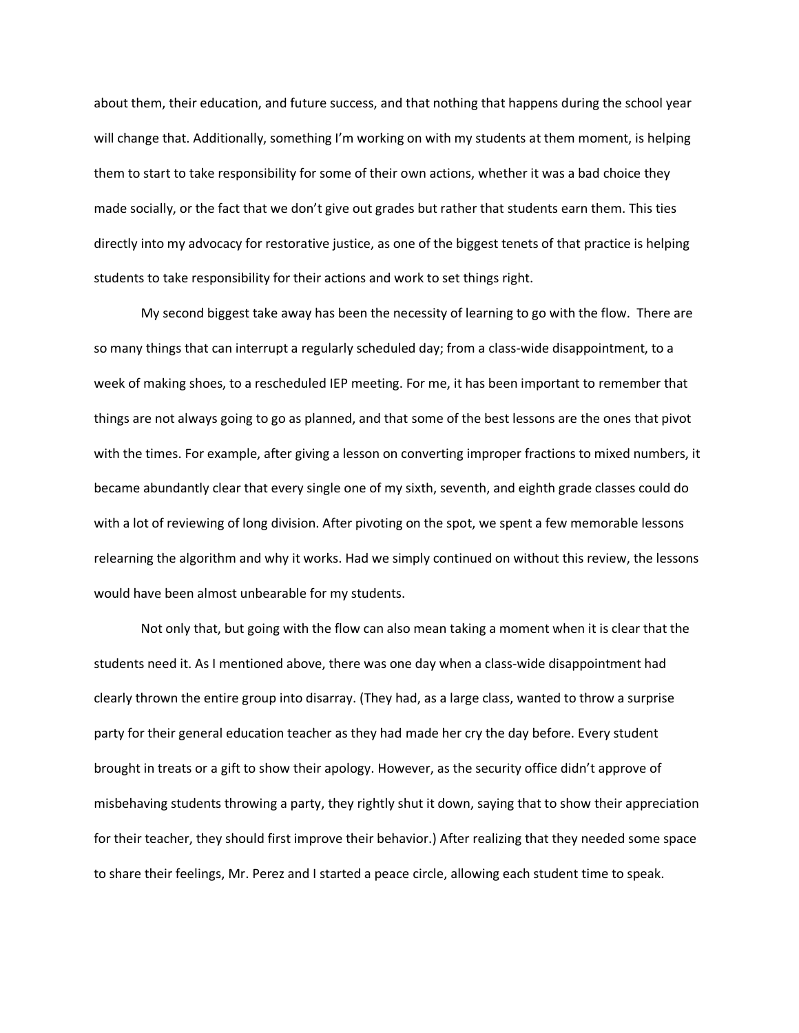about them, their education, and future success, and that nothing that happens during the school year will change that. Additionally, something I'm working on with my students at them moment, is helping them to start to take responsibility for some of their own actions, whether it was a bad choice they made socially, or the fact that we don't give out grades but rather that students earn them. This ties directly into my advocacy for restorative justice, as one of the biggest tenets of that practice is helping students to take responsibility for their actions and work to set things right.

My second biggest take away has been the necessity of learning to go with the flow. There are so many things that can interrupt a regularly scheduled day; from a class-wide disappointment, to a week of making shoes, to a rescheduled IEP meeting. For me, it has been important to remember that things are not always going to go as planned, and that some of the best lessons are the ones that pivot with the times. For example, after giving a lesson on converting improper fractions to mixed numbers, it became abundantly clear that every single one of my sixth, seventh, and eighth grade classes could do with a lot of reviewing of long division. After pivoting on the spot, we spent a few memorable lessons relearning the algorithm and why it works. Had we simply continued on without this review, the lessons would have been almost unbearable for my students.

Not only that, but going with the flow can also mean taking a moment when it is clear that the students need it. As I mentioned above, there was one day when a class-wide disappointment had clearly thrown the entire group into disarray. (They had, as a large class, wanted to throw a surprise party for their general education teacher as they had made her cry the day before. Every student brought in treats or a gift to show their apology. However, as the security office didn't approve of misbehaving students throwing a party, they rightly shut it down, saying that to show their appreciation for their teacher, they should first improve their behavior.) After realizing that they needed some space to share their feelings, Mr. Perez and I started a peace circle, allowing each student time to speak.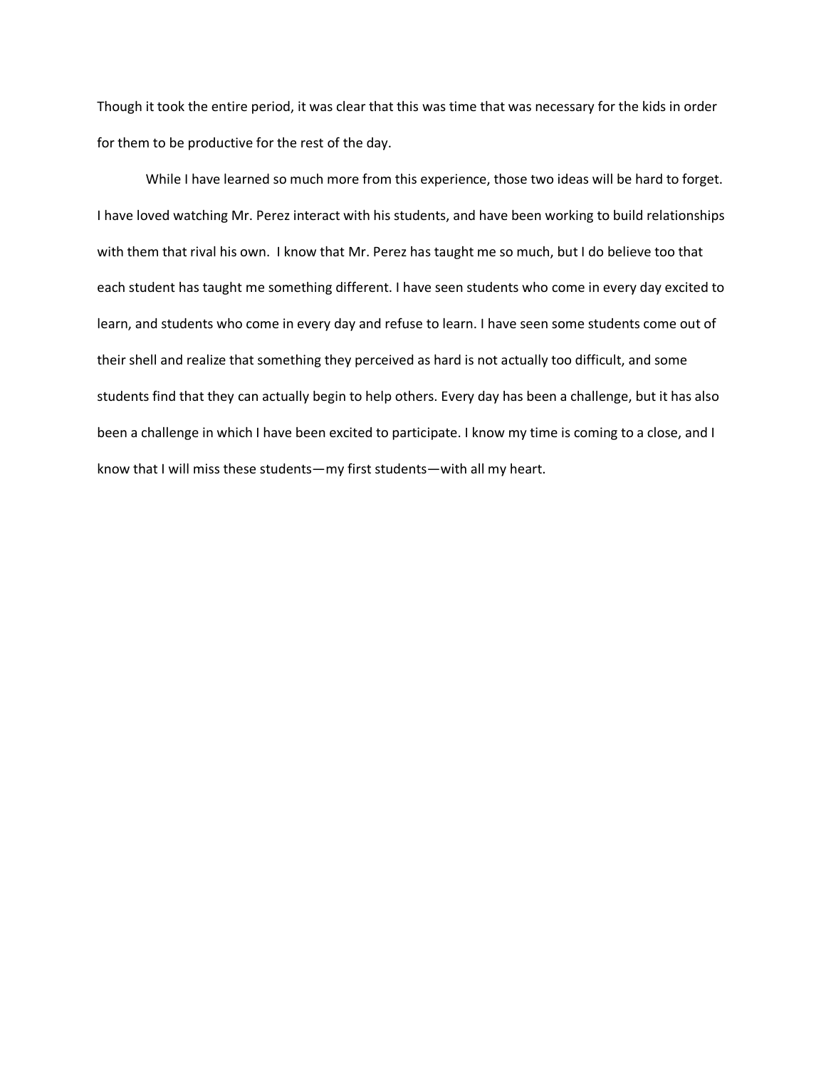Though it took the entire period, it was clear that this was time that was necessary for the kids in order for them to be productive for the rest of the day.

While I have learned so much more from this experience, those two ideas will be hard to forget. I have loved watching Mr. Perez interact with his students, and have been working to build relationships with them that rival his own. I know that Mr. Perez has taught me so much, but I do believe too that each student has taught me something different. I have seen students who come in every day excited to learn, and students who come in every day and refuse to learn. I have seen some students come out of their shell and realize that something they perceived as hard is not actually too difficult, and some students find that they can actually begin to help others. Every day has been a challenge, but it has also been a challenge in which I have been excited to participate. I know my time is coming to a close, and I know that I will miss these students—my first students—with all my heart.